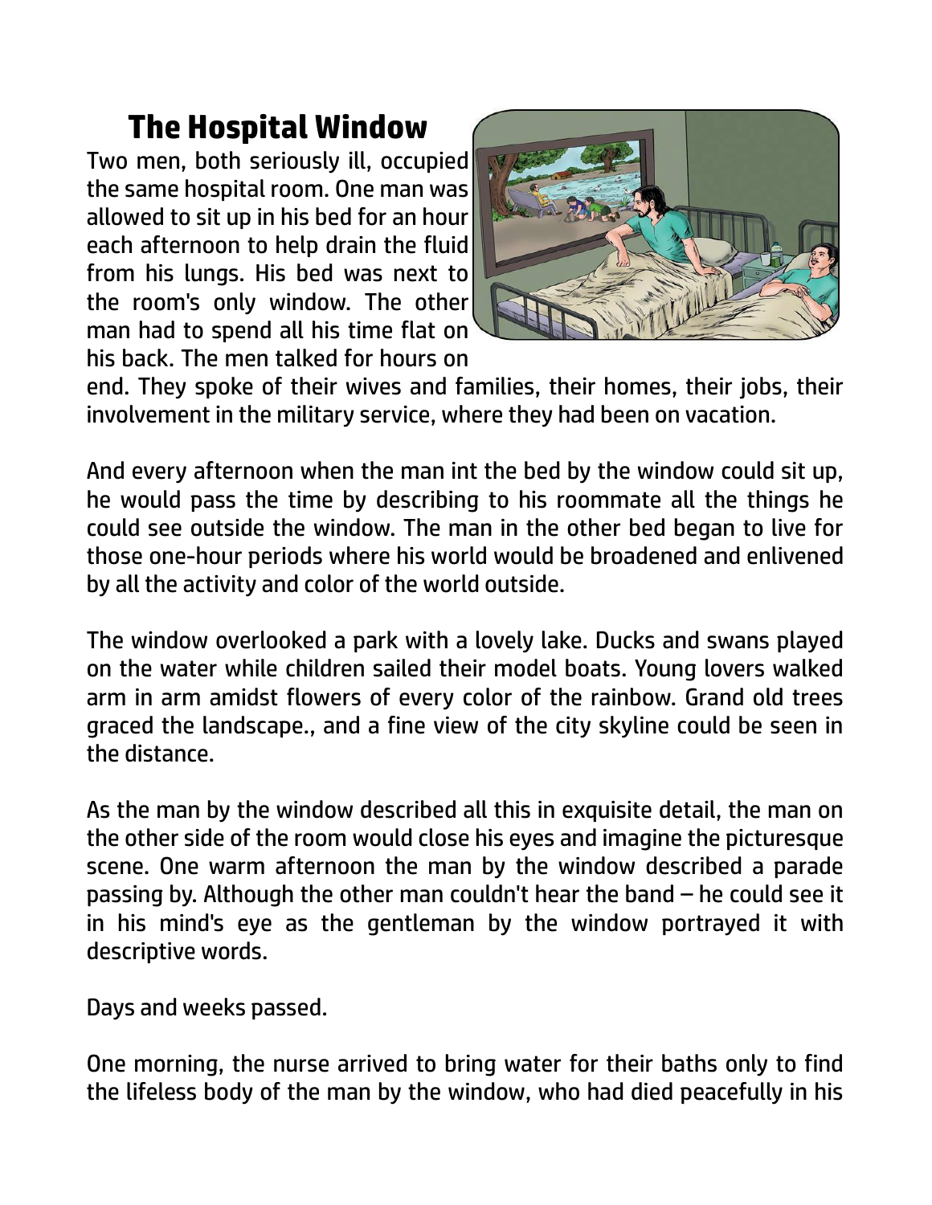# The Hospital Window

Two men, both seriously ill, occupied the same hospital room. One man was allowed to sit up in his bed for an hour each afternoon to help drain the fluid from his lungs. His bed was next to the room's only window. The other man had to spend all his time flat on his back. The men talked for hours on end. They spoke of their wives and families, their homes, their jobs, their involvement in the military service, where they had been on vacation.

And every afternoon when the man int the bed by the window could sit up, he would pass the time by describing to his roommate all the things he could see outside the window. The man in the other bed began to live for those one-hour periods where his world would be broadened and enlivened by all the activity and color of the world outside.

The window overlooked a park with a lovely lake. Ducks and swans played on the water while children sailed their model boats. Young lovers walked arm in arm amidst flowers of every color of the rainbow. Grand old trees graced the landscape., and a fine view of the city skyline could be seen in the distance.

As the man by the window described all this in exquisite detail, the man on the other side of the room would close his eyes and imagine the picturesque scene. One warm afternoon the man by the window described a parade passing by. Although the other man couldn't hear the band – he could see it in his mind's eye as the gentleman by the window portrayed it with descriptive words.

Days and weeks passed.

One morning, the nurse arrived to bring water for their baths only to find the lifeless body of the man by the window, who had died peacefully in his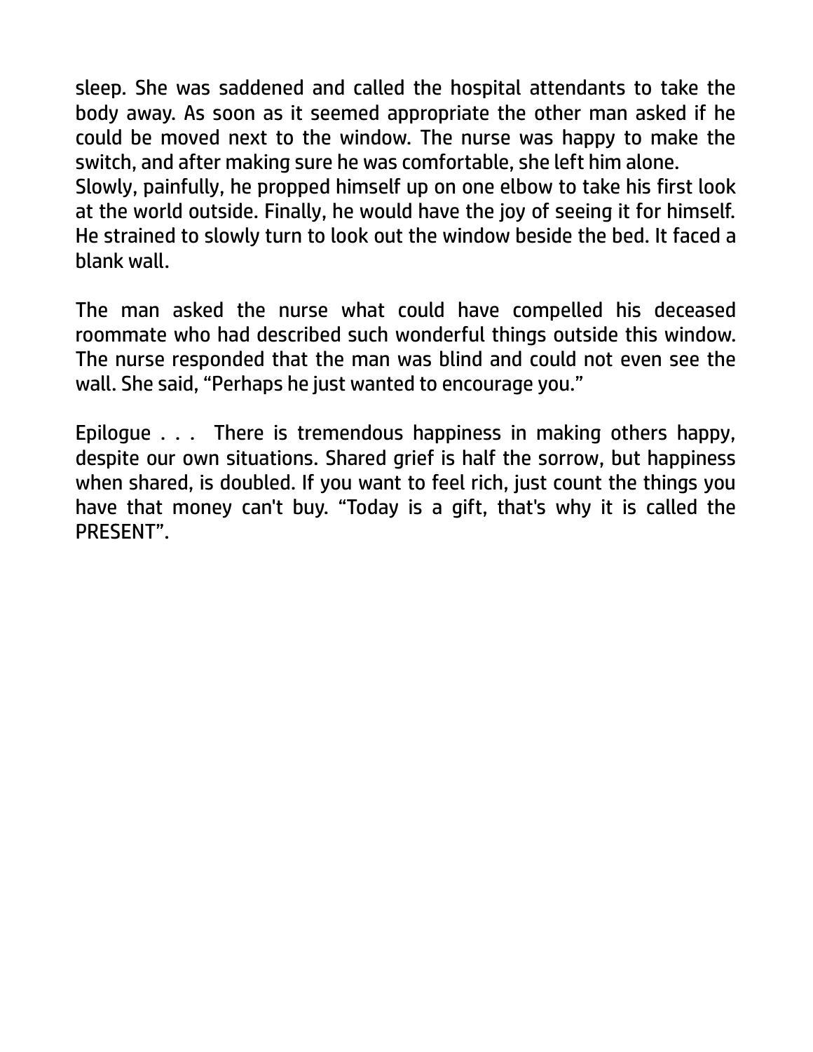sleep. She was saddened and called the hospital attendants to take the body away. As soon as it seemed appropriate the other man asked if he could be moved next to the window. The nurse was happy to make the switch, and after making sure he was comfortable, she left him alone.
Slowly, painfully, he propped himself up on one elbow to take his first look at the world outside. Finally, he would have the joy of seeing it for himself. He strained to slowly turn to look out the window beside the bed. It faced a blank wall.

The man asked the nurse what could have compelled his deceased roommate who had described such wonderful things outside this window. The nurse responded that the man was blind and could not even see the wall. She said, "Perhaps he just wanted to encourage you."

Epilogue . . . There is tremendous happiness in making others happy, despite our own situations. Shared grief is half the sorrow, but happiness when shared, is doubled. If you want to feel rich, just count the things you have that money can't buy. "Today is a gift, that's why it is called the PRESENT".